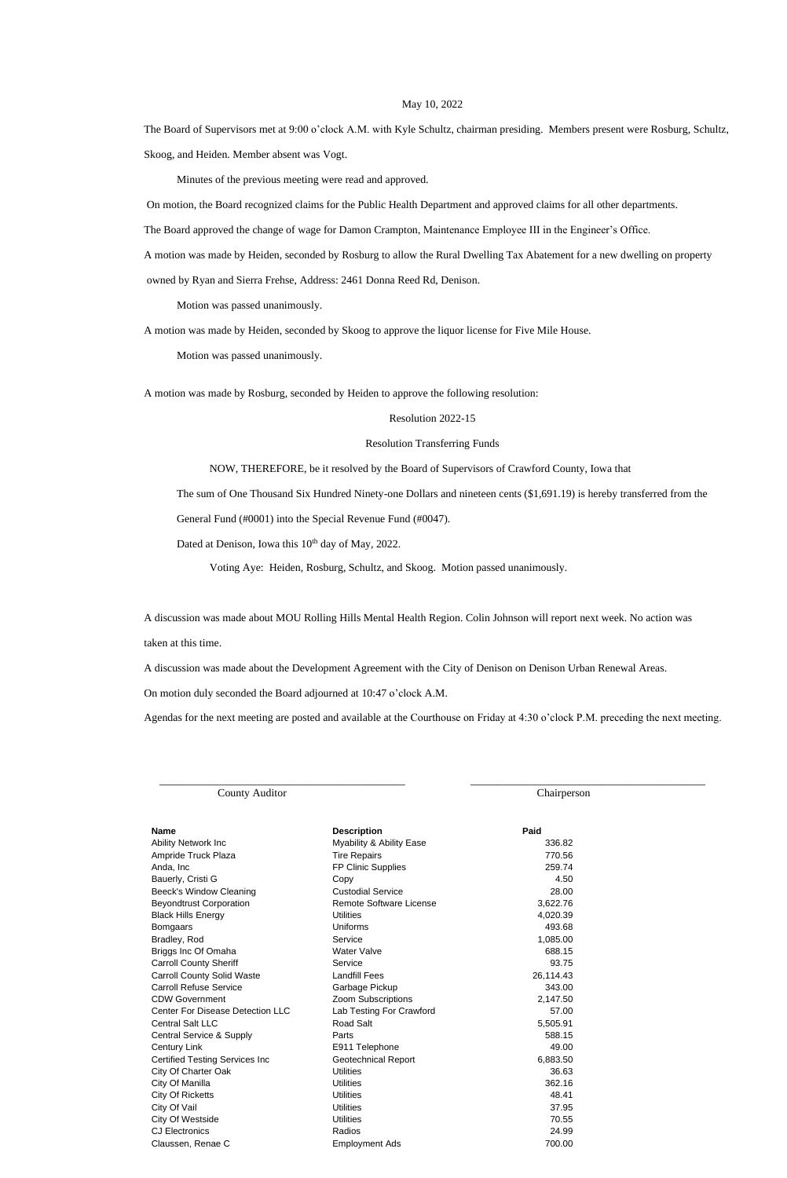May 10, 2022

The Board of Supervisors met at 9:00 o'clock A.M. with Kyle Schultz, chairman presiding. Members present were Rosburg, Schultz, Skoog, and Heiden. Member absent was Vogt.

Minutes of the previous meeting were read and approved.

On motion, the Board recognized claims for the Public Health Department and approved claims for all other departments.

The Board approved the change of wage for Damon Crampton, Maintenance Employee III in the Engineer's Office.

A motion was made by Heiden, seconded by Rosburg to allow the Rural Dwelling Tax Abatement for a new dwelling on property owned by Ryan and Sierra Frehse, Address: 2461 Donna Reed Rd, Denison.

Motion was passed unanimously.

A motion was made by Heiden, seconded by Skoog to approve the liquor license for Five Mile House.

Motion was passed unanimously.

A motion was made by Rosburg, seconded by Heiden to approve the following resolution:

Resolution 2022-15

Resolution Transferring Funds

NOW, THEREFORE, be it resolved by the Board of Supervisors of Crawford County, Iowa that

The sum of One Thousand Six Hundred Ninety-one Dollars and nineteen cents ($1,691.19) is hereby transferred from the General Fund (#0001) into the Special Revenue Fund (#0047).

Dated at Denison, Iowa this 10th day of May, 2022.

Voting Aye: Heiden, Rosburg, Schultz, and Skoog. Motion passed unanimously.

A discussion was made about MOU Rolling Hills Mental Health Region. Colin Johnson will report next week. No action was taken at this time.

A discussion was made about the Development Agreement with the City of Denison on Denison Urban Renewal Areas.

On motion duly seconded the Board adjourned at 10:47 o'clock A.M.

Agendas for the next meeting are posted and available at the Courthouse on Friday at 4:30 o'clock P.M. preceding the next meeting.

\_\_\_\_\_\_\_\_\_\_\_\_\_\_\_\_\_\_\_\_\_\_\_\_\_\_\_\_\_\_ \_\_\_\_\_\_\_\_\_\_\_\_\_\_\_\_\_\_\_\_\_\_\_\_\_\_\_\_\_\_

County Auditor Chairperson

| Name | Description | Paid |
|---|---|---|
| Ability Network Inc | Myability & Ability Ease | 336.82 |
| Ampride Truck Plaza | Tire Repairs | 770.56 |
| Anda, Inc | FP Clinic Supplies | 259.74 |
| Bauerly, Cristi G | Copy | 4.50 |
| Beeck's Window Cleaning | Custodial Service | 28.00 |
| Beyondtrust Corporation | Remote Software License | 3,622.76 |
| Black Hills Energy | Utilities | 4,020.39 |
| Bomgaars | Uniforms | 493.68 |
| Bradley, Rod | Service | 1,085.00 |
| Briggs Inc Of Omaha | Water Valve | 688.15 |
| Carroll County Sheriff | Service | 93.75 |
| Carroll County Solid Waste | Landfill Fees | 26,114.43 |
| Carroll Refuse Service | Garbage Pickup | 343.00 |
| CDW Government | Zoom Subscriptions | 2,147.50 |
| Center For Disease Detection LLC | Lab Testing For Crawford | 57.00 |
| Central Salt LLC | Road Salt | 5,505.91 |
| Central Service & Supply | Parts | 588.15 |
| Century Link | E911 Telephone | 49.00 |
| Certified Testing Services Inc | Geotechnical Report | 6,883.50 |
| City Of Charter Oak | Utilities | 36.63 |
| City Of Manilla | Utilities | 362.16 |
| City Of Ricketts | Utilities | 48.41 |
| City Of Vail | Utilities | 37.95 |
| City Of Westside | Utilities | 70.55 |
| CJ Electronics | Radios | 24.99 |
| Claussen, Renae C | Employment Ads | 700.00 |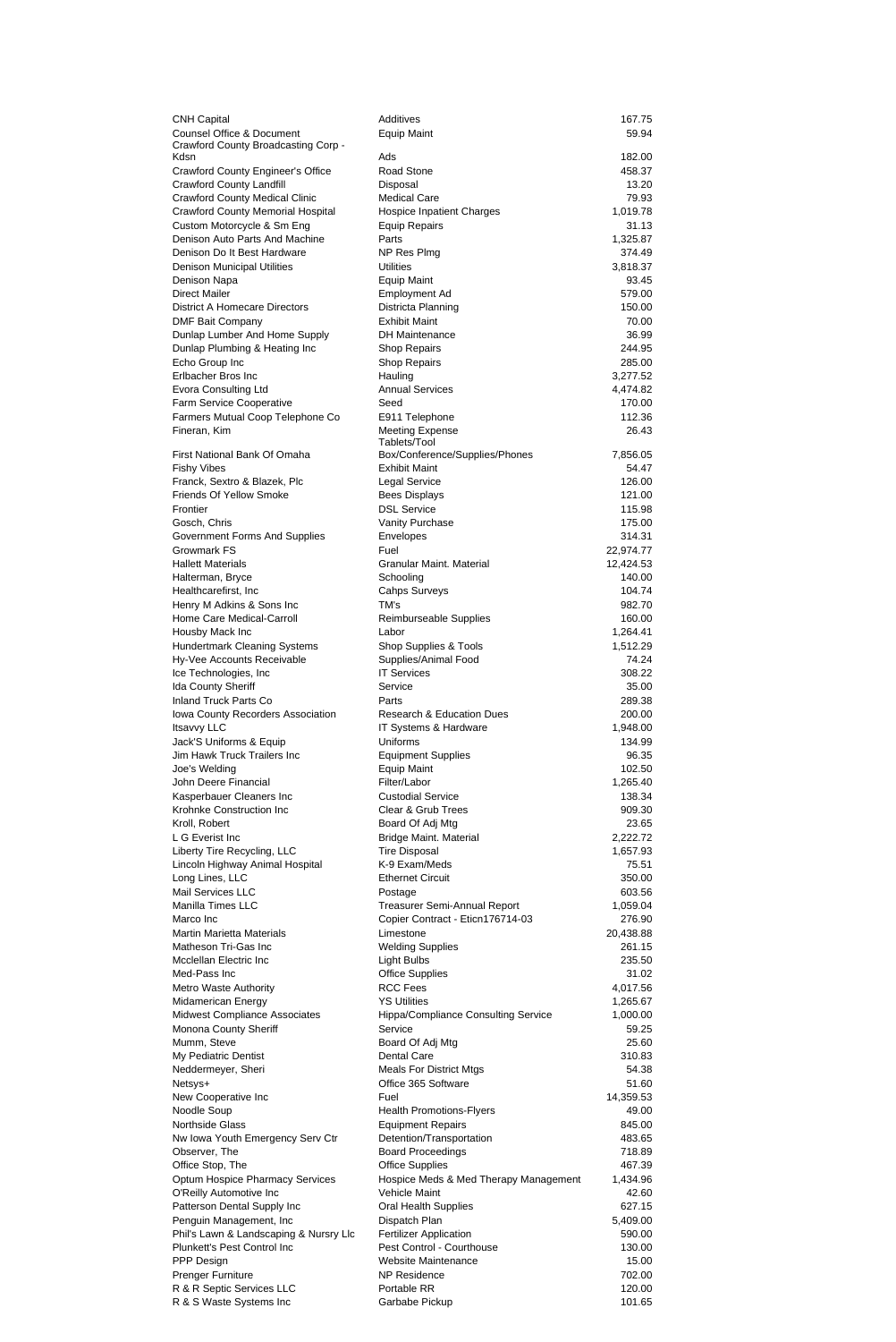| | | |
|---|---|---|
| CNH Capital | Additives | 167.75 |
| Counsel Office & Document | Equip Maint | 59.94 |
| Crawford County Broadcasting Corp - Kdsn | Ads | 182.00 |
| Crawford County Engineer's Office | Road Stone | 458.37 |
| Crawford County Landfill | Disposal | 13.20 |
| Crawford County Medical Clinic | Medical Care | 79.93 |
| Crawford County Memorial Hospital | Hospice Inpatient Charges | 1,019.78 |
| Custom Motorcycle & Sm Eng | Equip Repairs | 31.13 |
| Denison Auto Parts And Machine | Parts | 1,325.87 |
| Denison Do It Best Hardware | NP Res Plmg | 374.49 |
| Denison Municipal Utilities | Utilities | 3,818.37 |
| Denison Napa | Equip Maint | 93.45 |
| Direct Mailer | Employment Ad | 579.00 |
| District A Homecare Directors | Districta Planning | 150.00 |
| DMF Bait Company | Exhibit Maint | 70.00 |
| Dunlap Lumber And Home Supply | DH Maintenance | 36.99 |
| Dunlap Plumbing & Heating Inc | Shop Repairs | 244.95 |
| Echo Group Inc | Shop Repairs | 285.00 |
| Erlbacher Bros Inc | Hauling | 3,277.52 |
| Evora Consulting Ltd | Annual Services | 4,474.82 |
| Farm Service Cooperative | Seed | 170.00 |
| Farmers Mutual Coop Telephone Co | E911 Telephone | 112.36 |
| Fineran, Kim | Meeting Expense | 26.43 |
| First National Bank Of Omaha | Tablets/Tool Box/Conference/Supplies/Phones | 7,856.05 |
| Fishy Vibes | Exhibit Maint | 54.47 |
| Franck, Sextro & Blazek, Plc | Legal Service | 126.00 |
| Friends Of Yellow Smoke | Bees Displays | 121.00 |
| Frontier | DSL Service | 115.98 |
| Gosch, Chris | Vanity Purchase | 175.00 |
| Government Forms And Supplies | Envelopes | 314.31 |
| Growmark FS | Fuel | 22,974.77 |
| Hallett Materials | Granular Maint. Material | 12,424.53 |
| Halterman, Bryce | Schooling | 140.00 |
| Healthcarefirst, Inc | Cahps Surveys | 104.74 |
| Henry M Adkins & Sons Inc | TM's | 982.70 |
| Home Care Medical-Carroll | Reimburseable Supplies | 160.00 |
| Housby Mack Inc | Labor | 1,264.41 |
| Hundertmark Cleaning Systems | Shop Supplies & Tools | 1,512.29 |
| Hy-Vee Accounts Receivable | Supplies/Animal Food | 74.24 |
| Ice Technologies, Inc | IT Services | 308.22 |
| Ida County Sheriff | Service | 35.00 |
| Inland Truck Parts Co | Parts | 289.38 |
| Iowa County Recorders Association | Research & Education Dues | 200.00 |
| Itsavvy LLC | IT Systems & Hardware | 1,948.00 |
| Jack'S Uniforms & Equip | Uniforms | 134.99 |
| Jim Hawk Truck Trailers Inc | Equipment Supplies | 96.35 |
| Joe's Welding | Equip Maint | 102.50 |
| John Deere Financial | Filter/Labor | 1,265.40 |
| Kasperbauer Cleaners Inc | Custodial Service | 138.34 |
| Krohnke Construction Inc | Clear & Grub Trees | 909.30 |
| Kroll, Robert | Board Of Adj Mtg | 23.65 |
| L G Everist Inc | Bridge Maint. Material | 2,222.72 |
| Liberty Tire Recycling, LLC | Tire Disposal | 1,657.93 |
| Lincoln Highway Animal Hospital | K-9 Exam/Meds | 75.51 |
| Long Lines, LLC | Ethernet Circuit | 350.00 |
| Mail Services LLC | Postage | 603.56 |
| Manilla Times LLC | Treasurer Semi-Annual Report | 1,059.04 |
| Marco Inc | Copier Contract - Eticn176714-03 | 276.90 |
| Martin Marietta Materials | Limestone | 20,438.88 |
| Matheson Tri-Gas Inc | Welding Supplies | 261.15 |
| Mcclellan Electric Inc | Light Bulbs | 235.50 |
| Med-Pass Inc | Office Supplies | 31.02 |
| Metro Waste Authority | RCC Fees | 4,017.56 |
| Midamerican Energy | YS Utilities | 1,265.67 |
| Midwest Compliance Associates | Hippa/Compliance Consulting Service | 1,000.00 |
| Monona County Sheriff | Service | 59.25 |
| Mumm, Steve | Board Of Adj Mtg | 25.60 |
| My Pediatric Dentist | Dental Care | 310.83 |
| Neddermeyer, Sheri | Meals For District Mtgs | 54.38 |
| Netsys+ | Office 365 Software | 51.60 |
| New Cooperative Inc | Fuel | 14,359.53 |
| Noodle Soup | Health Promotions-Flyers | 49.00 |
| Northside Glass | Equipment Repairs | 845.00 |
| Nw Iowa Youth Emergency Serv Ctr | Detention/Transportation | 483.65 |
| Observer, The | Board Proceedings | 718.89 |
| Office Stop, The | Office Supplies | 467.39 |
| Optum Hospice Pharmacy Services | Hospice Meds & Med Therapy Management | 1,434.96 |
| O'Reilly Automotive Inc | Vehicle Maint | 42.60 |
| Patterson Dental Supply Inc | Oral Health Supplies | 627.15 |
| Penguin Management, Inc | Dispatch Plan | 5,409.00 |
| Phil's Lawn & Landscaping & Nursry Llc | Fertilizer Application | 590.00 |
| Plunkett's Pest Control Inc | Pest Control - Courthouse | 130.00 |
| PPP Design | Website Maintenance | 15.00 |
| Prenger Furniture | NP Residence | 702.00 |
| R & R Septic Services LLC | Portable RR | 120.00 |
| R & S Waste Systems Inc | Garbabe Pickup | 101.65 |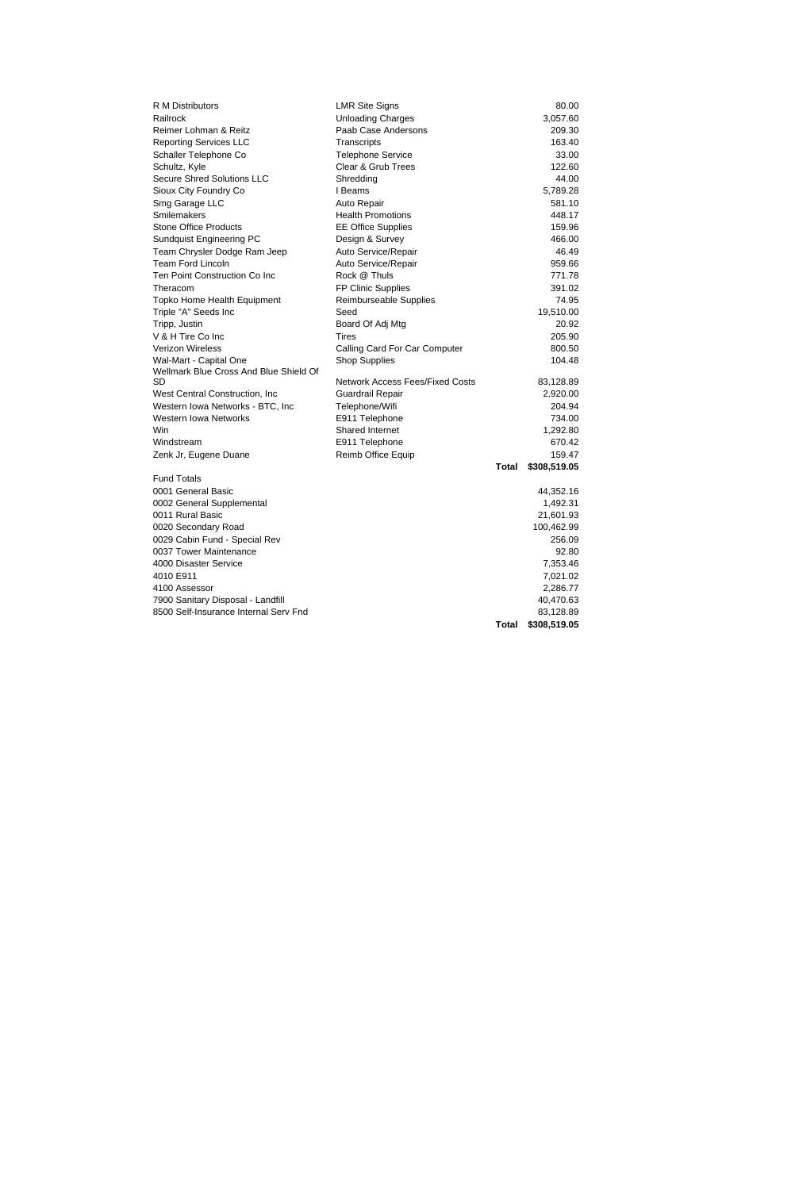| | | | |
|---|---|---|---|
| R M Distributors | LMR Site Signs | | 80.00 |
| Railrock | Unloading Charges | | 3,057.60 |
| Reimer Lohman & Reitz | Paab Case Andersons | | 209.30 |
| Reporting Services LLC | Transcripts | | 163.40 |
| Schaller Telephone Co | Telephone Service | | 33.00 |
| Schultz, Kyle | Clear & Grub Trees | | 122.60 |
| Secure Shred Solutions LLC | Shredding | | 44.00 |
| Sioux City Foundry Co | I Beams | | 5,789.28 |
| Smg Garage LLC | Auto Repair | | 581.10 |
| Smilemakers | Health Promotions | | 448.17 |
| Stone Office Products | EE Office Supplies | | 159.96 |
| Sundquist Engineering PC | Design & Survey | | 466.00 |
| Team Chrysler Dodge Ram Jeep | Auto Service/Repair | | 46.49 |
| Team Ford Lincoln | Auto Service/Repair | | 959.66 |
| Ten Point Construction Co Inc | Rock @ Thuls | | 771.78 |
| Theracom | FP Clinic Supplies | | 391.02 |
| Topko Home Health Equipment | Reimburseable Supplies | | 74.95 |
| Triple "A" Seeds Inc | Seed | | 19,510.00 |
| Tripp, Justin | Board Of Adj Mtg | | 20.92 |
| V & H Tire Co Inc | Tires | | 205.90 |
| Verizon Wireless | Calling Card For Car Computer | | 800.50 |
| Wal-Mart - Capital One | Shop Supplies | | 104.48 |
| Wellmark Blue Cross And Blue Shield Of SD | Network Access Fees/Fixed Costs | | 83,128.89 |
| West Central Construction, Inc | Guardrail Repair | | 2,920.00 |
| Western Iowa Networks - BTC, Inc | Telephone/Wifi | | 204.94 |
| Western Iowa Networks | E911 Telephone | | 734.00 |
| Win | Shared Internet | | 1,292.80 |
| Windstream | E911 Telephone | | 670.42 |
| Zenk Jr, Eugene Duane | Reimb Office Equip | | 159.47 |
| | | **Total** | **$308,519.05** |

| | | |
|---|---|---|
| Fund Totals | | |
| 0001 General Basic | | 44,352.16 |
| 0002 General Supplemental | | 1,492.31 |
| 0011 Rural Basic | | 21,601.93 |
| 0020 Secondary Road | | 100,462.99 |
| 0029 Cabin Fund - Special Rev | | 256.09 |
| 0037 Tower Maintenance | | 92.80 |
| 4000 Disaster Service | | 7,353.46 |
| 4010 E911 | | 7,021.02 |
| 4100 Assessor | | 2,286.77 |
| 7900 Sanitary Disposal - Landfill | | 40,470.63 |
| 8500 Self-Insurance Internal Serv Fnd | | 83,128.89 |
| | **Total** | **$308,519.05** |